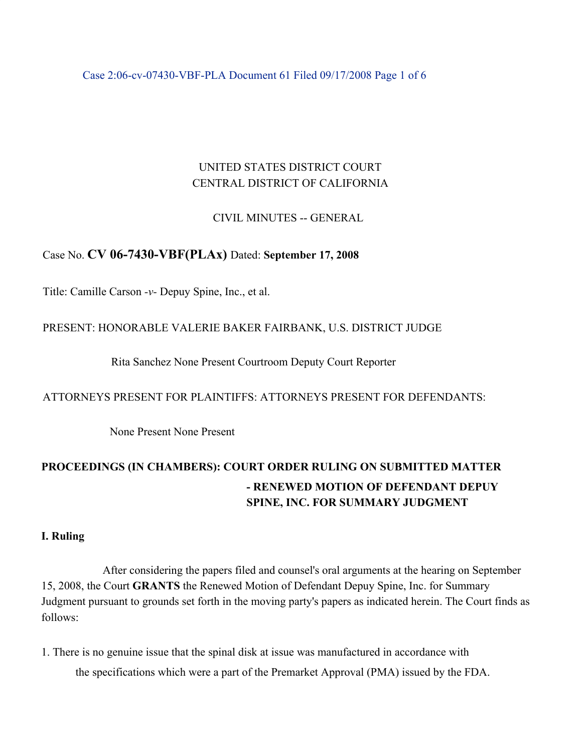UNITED STATES DISTRICT COURT
CENTRAL DISTRICT OF CALIFORNIA

CIVIL MINUTES -- GENERAL

Case No. **CV 06-7430-VBF(PLAx)** Dated: **September 17, 2008**

Title: Camille Carson -*v*- Depuy Spine, Inc., et al.

PRESENT: HONORABLE VALERIE BAKER FAIRBANK, U.S. DISTRICT JUDGE

Rita Sanchez None Present Courtroom Deputy Court Reporter

ATTORNEYS PRESENT FOR PLAINTIFFS: ATTORNEYS PRESENT FOR DEFENDANTS:

None Present None Present

**PROCEEDINGS (IN CHAMBERS): COURT ORDER RULING ON SUBMITTED MATTER - RENEWED MOTION OF DEFENDANT DEPUY SPINE, INC. FOR SUMMARY JUDGMENT**

**I. Ruling**

After considering the papers filed and counsel's oral arguments at the hearing on September 15, 2008, the Court **GRANTS** the Renewed Motion of Defendant Depuy Spine, Inc. for Summary Judgment pursuant to grounds set forth in the moving party's papers as indicated herein. The Court finds as follows:

1. There is no genuine issue that the spinal disk at issue was manufactured in accordance with the specifications which were a part of the Premarket Approval (PMA) issued by the FDA.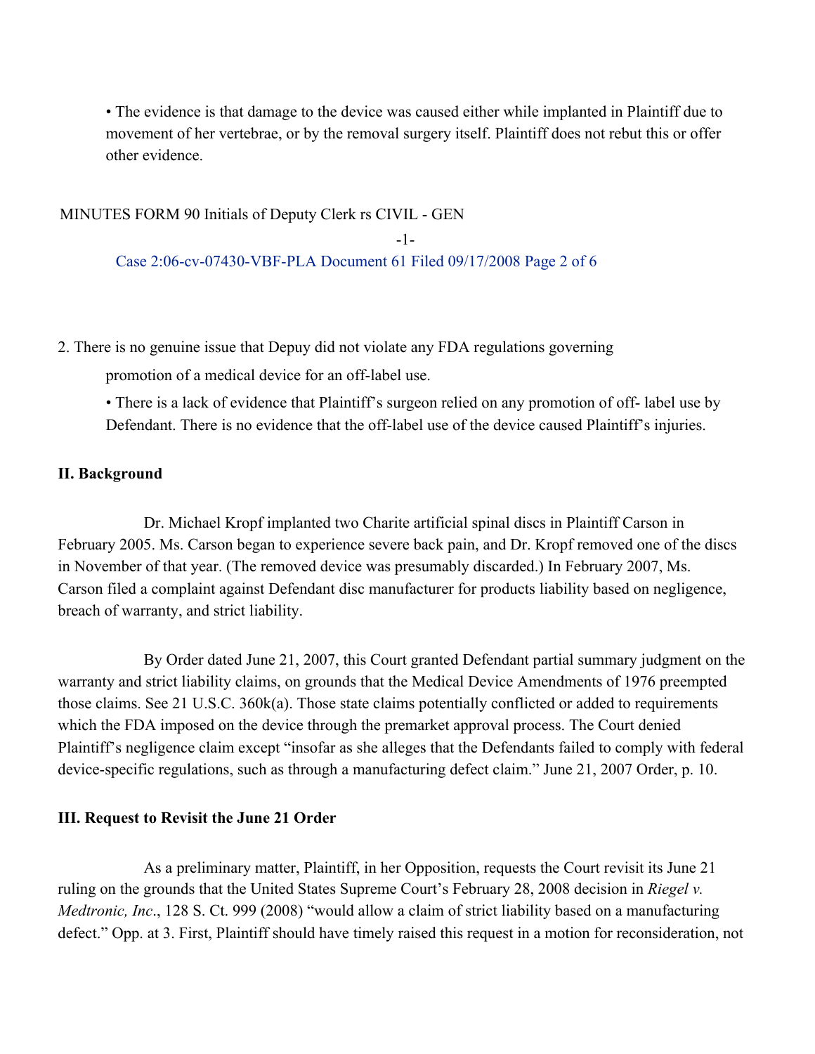• The evidence is that damage to the device was caused either while implanted in Plaintiff due to movement of her vertebrae, or by the removal surgery itself. Plaintiff does not rebut this or offer other evidence.

2. There is no genuine issue that Depuy did not violate any FDA regulations governing promotion of a medical device for an off-label use.

• There is a lack of evidence that Plaintiff's surgeon relied on any promotion of off- label use by Defendant. There is no evidence that the off-label use of the device caused Plaintiff's injuries.

## II. Background

Dr. Michael Kropf implanted two Charite artificial spinal discs in Plaintiff Carson in February 2005. Ms. Carson began to experience severe back pain, and Dr. Kropf removed one of the discs in November of that year. (The removed device was presumably discarded.) In February 2007, Ms. Carson filed a complaint against Defendant disc manufacturer for products liability based on negligence, breach of warranty, and strict liability.

By Order dated June 21, 2007, this Court granted Defendant partial summary judgment on the warranty and strict liability claims, on grounds that the Medical Device Amendments of 1976 preempted those claims. See 21 U.S.C. 360k(a). Those state claims potentially conflicted or added to requirements which the FDA imposed on the device through the premarket approval process. The Court denied Plaintiff's negligence claim except "insofar as she alleges that the Defendants failed to comply with federal device-specific regulations, such as through a manufacturing defect claim." June 21, 2007 Order, p. 10.

## III. Request to Revisit the June 21 Order

As a preliminary matter, Plaintiff, in her Opposition, requests the Court revisit its June 21 ruling on the grounds that the United States Supreme Court's February 28, 2008 decision in *Riegel v. Medtronic, Inc*., 128 S. Ct. 999 (2008) "would allow a claim of strict liability based on a manufacturing defect." Opp. at 3. First, Plaintiff should have timely raised this request in a motion for reconsideration, not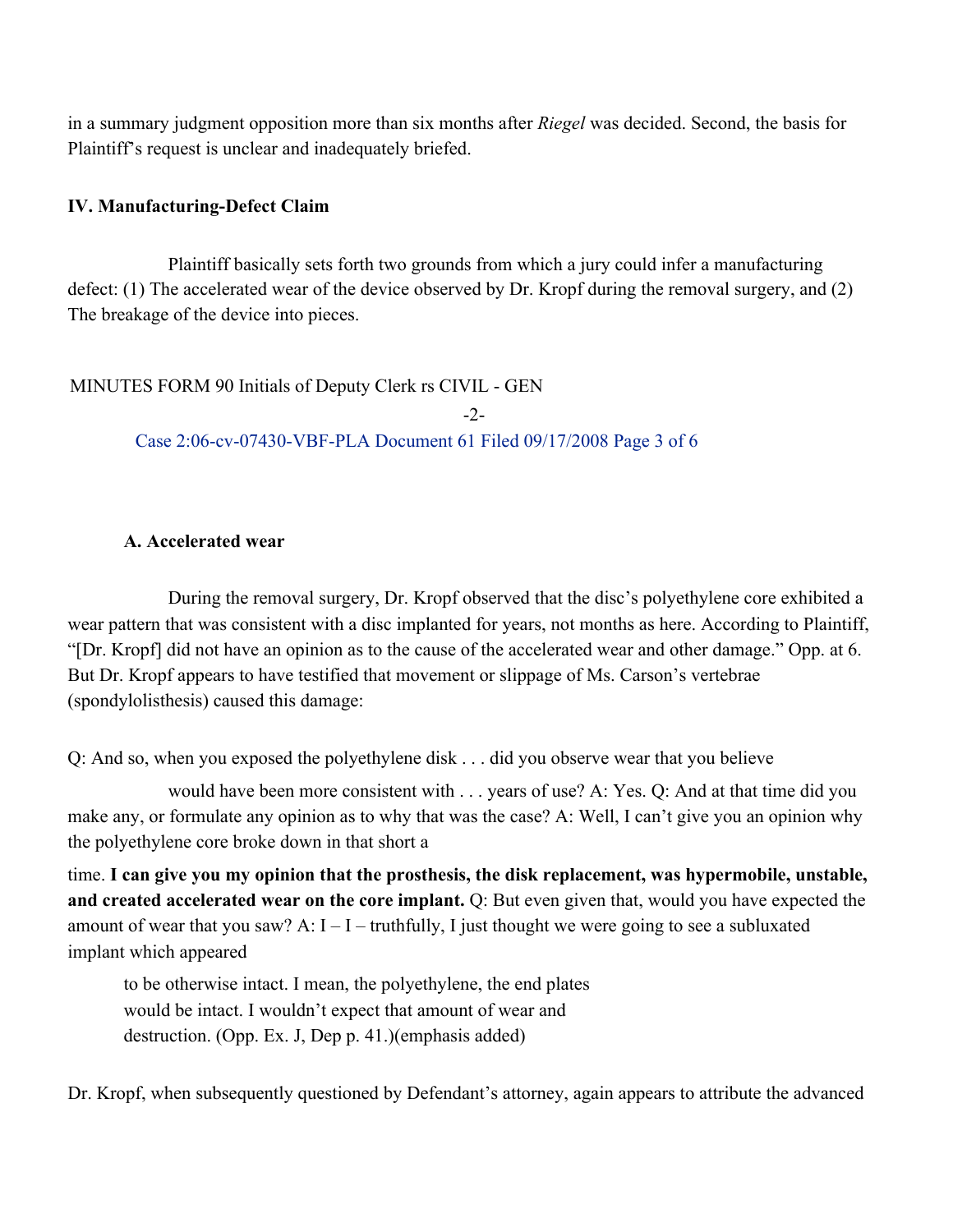in a summary judgment opposition more than six months after *Riegel* was decided. Second, the basis for Plaintiff's request is unclear and inadequately briefed.

**IV. Manufacturing-Defect Claim**

Plaintiff basically sets forth two grounds from which a jury could infer a manufacturing defect: (1) The accelerated wear of the device observed by Dr. Kropf during the removal surgery, and (2) The breakage of the device into pieces.

**A. Accelerated wear**

During the removal surgery, Dr. Kropf observed that the disc's polyethylene core exhibited a wear pattern that was consistent with a disc implanted for years, not months as here. According to Plaintiff, "[Dr. Kropf] did not have an opinion as to the cause of the accelerated wear and other damage." Opp. at 6. But Dr. Kropf appears to have testified that movement or slippage of Ms. Carson's vertebrae (spondylolisthesis) caused this damage:

> Q: And so, when you exposed the polyethylene disk . . . did you observe wear that you believe would have been more consistent with . . . years of use? A: Yes. Q: And at that time did you make any, or formulate any opinion as to why that was the case? A: Well, I can't give you an opinion why the polyethylene core broke down in that short a time. **I can give you my opinion that the prosthesis, the disk replacement, was hypermobile, unstable, and created accelerated wear on the core implant.** Q: But even given that, would you have expected the amount of wear that you saw? A: I – I – truthfully, I just thought we were going to see a subluxated implant which appeared to be otherwise intact. I mean, the polyethylene, the end plates would be intact. I wouldn't expect that amount of wear and destruction. (Opp. Ex. J, Dep p. 41.)(emphasis added)

Dr. Kropf, when subsequently questioned by Defendant's attorney, again appears to attribute the advanced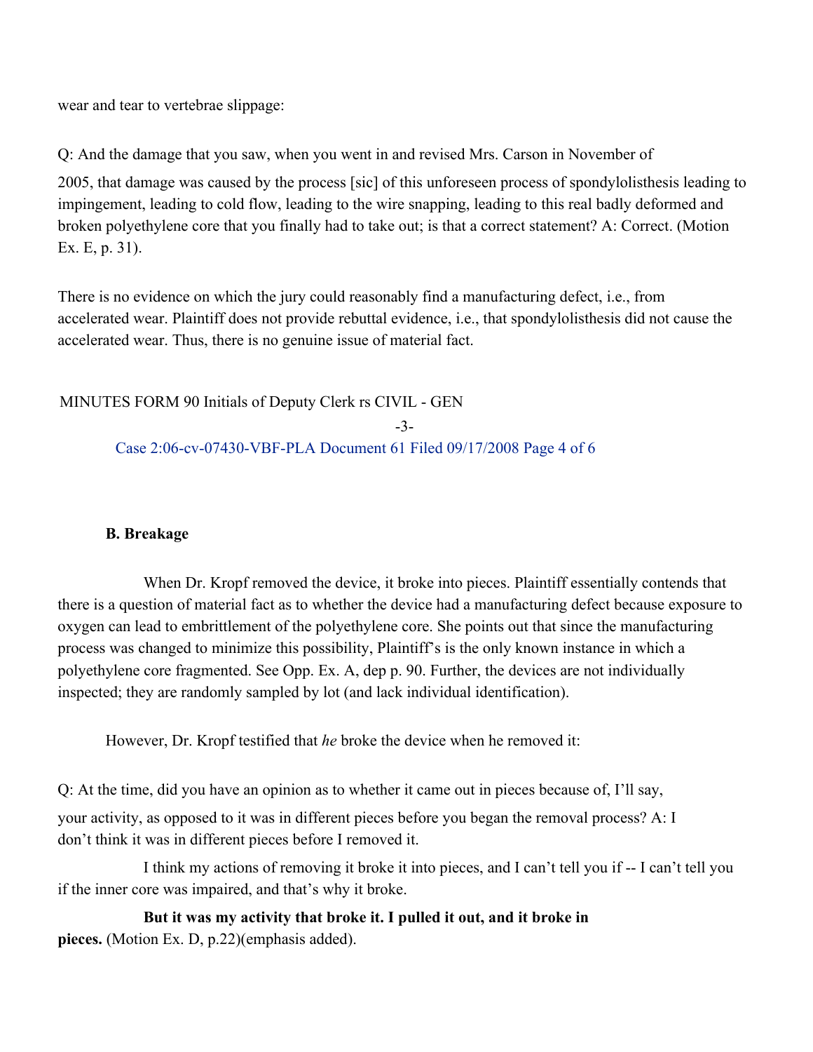wear and tear to vertebrae slippage:

Q: And the damage that you saw, when you went in and revised Mrs. Carson in November of 2005, that damage was caused by the process [sic] of this unforeseen process of spondylolisthesis leading to impingement, leading to cold flow, leading to the wire snapping, leading to this real badly deformed and broken polyethylene core that you finally had to take out; is that a correct statement? A: Correct. (Motion Ex. E, p. 31).

There is no evidence on which the jury could reasonably find a manufacturing defect, i.e., from accelerated wear. Plaintiff does not provide rebuttal evidence, i.e., that spondylolisthesis did not cause the accelerated wear. Thus, there is no genuine issue of material fact.

MINUTES FORM 90 Initials of Deputy Clerk rs CIVIL - GEN

**B. Breakage**

When Dr. Kropf removed the device, it broke into pieces. Plaintiff essentially contends that there is a question of material fact as to whether the device had a manufacturing defect because exposure to oxygen can lead to embrittlement of the polyethylene core. She points out that since the manufacturing process was changed to minimize this possibility, Plaintiff's is the only known instance in which a polyethylene core fragmented. See Opp. Ex. A, dep p. 90. Further, the devices are not individually inspected; they are randomly sampled by lot (and lack individual identification).

However, Dr. Kropf testified that *he* broke the device when he removed it:

Q: At the time, did you have an opinion as to whether it came out in pieces because of, I'll say, your activity, as opposed to it was in different pieces before you began the removal process? A: I don't think it was in different pieces before I removed it.

I think my actions of removing it broke it into pieces, and I can't tell you if -- I can't tell you if the inner core was impaired, and that's why it broke.

**But it was my activity that broke it. I pulled it out, and it broke in pieces.** (Motion Ex. D, p.22)(emphasis added).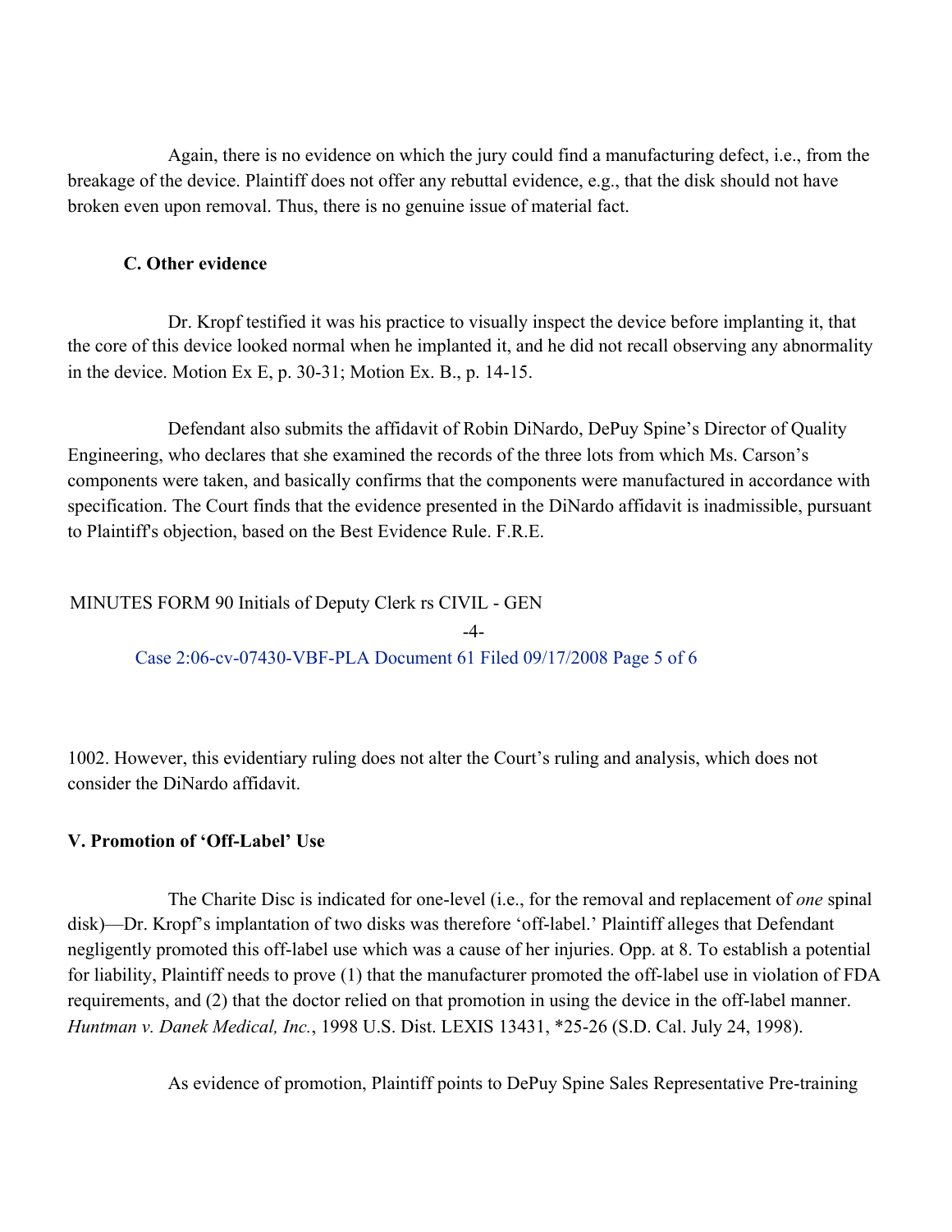Again, there is no evidence on which the jury could find a manufacturing defect, i.e., from the breakage of the device. Plaintiff does not offer any rebuttal evidence, e.g., that the disk should not have broken even upon removal. Thus, there is no genuine issue of material fact.

### C. Other evidence

Dr. Kropf testified it was his practice to visually inspect the device before implanting it, that the core of this device looked normal when he implanted it, and he did not recall observing any abnormality in the device. Motion Ex E, p. 30-31; Motion Ex. B., p. 14-15.

Defendant also submits the affidavit of Robin DiNardo, DePuy Spine's Director of Quality Engineering, who declares that she examined the records of the three lots from which Ms. Carson's components were taken, and basically confirms that the components were manufactured in accordance with specification. The Court finds that the evidence presented in the DiNardo affidavit is inadmissible, pursuant to Plaintiff's objection, based on the Best Evidence Rule. F.R.E. 1002. However, this evidentiary ruling does not alter the Court's ruling and analysis, which does not consider the DiNardo affidavit.

## V. Promotion of 'Off-Label' Use

The Charite Disc is indicated for one-level (i.e., for the removal and replacement of *one* spinal disk)—Dr. Kropf's implantation of two disks was therefore 'off-label.' Plaintiff alleges that Defendant negligently promoted this off-label use which was a cause of her injuries. Opp. at 8. To establish a potential for liability, Plaintiff needs to prove (1) that the manufacturer promoted the off-label use in violation of FDA requirements, and (2) that the doctor relied on that promotion in using the device in the off-label manner. *Huntman v. Danek Medical, Inc.*, 1998 U.S. Dist. LEXIS 13431, *25-26 (S.D. Cal. July 24, 1998).

As evidence of promotion, Plaintiff points to DePuy Spine Sales Representative Pre-training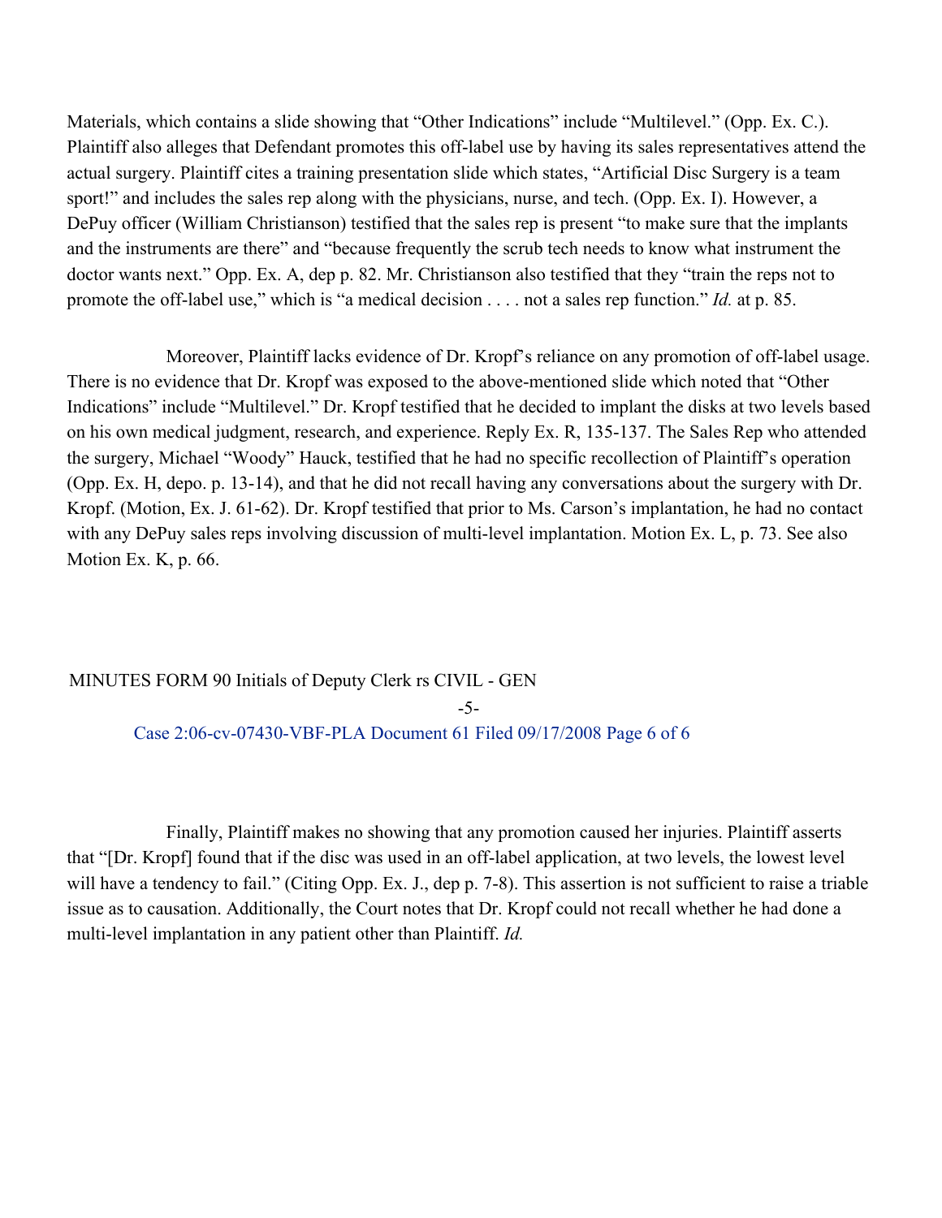Materials, which contains a slide showing that "Other Indications" include "Multilevel." (Opp. Ex. C.). Plaintiff also alleges that Defendant promotes this off-label use by having its sales representatives attend the actual surgery. Plaintiff cites a training presentation slide which states, "Artificial Disc Surgery is a team sport!" and includes the sales rep along with the physicians, nurse, and tech. (Opp. Ex. I). However, a DePuy officer (William Christianson) testified that the sales rep is present "to make sure that the implants and the instruments are there" and "because frequently the scrub tech needs to know what instrument the doctor wants next." Opp. Ex. A, dep p. 82. Mr. Christianson also testified that they "train the reps not to promote the off-label use," which is "a medical decision . . . . not a sales rep function." *Id.* at p. 85.

Moreover, Plaintiff lacks evidence of Dr. Kropf's reliance on any promotion of off-label usage. There is no evidence that Dr. Kropf was exposed to the above-mentioned slide which noted that "Other Indications" include "Multilevel." Dr. Kropf testified that he decided to implant the disks at two levels based on his own medical judgment, research, and experience. Reply Ex. R, 135-137. The Sales Rep who attended the surgery, Michael "Woody" Hauck, testified that he had no specific recollection of Plaintiff's operation (Opp. Ex. H, depo. p. 13-14), and that he did not recall having any conversations about the surgery with Dr. Kropf. (Motion, Ex. J. 61-62). Dr. Kropf testified that prior to Ms. Carson's implantation, he had no contact with any DePuy sales reps involving discussion of multi-level implantation. Motion Ex. L, p. 73. See also Motion Ex. K, p. 66.

Finally, Plaintiff makes no showing that any promotion caused her injuries. Plaintiff asserts that "[Dr. Kropf] found that if the disc was used in an off-label application, at two levels, the lowest level will have a tendency to fail." (Citing Opp. Ex. J., dep p. 7-8). This assertion is not sufficient to raise a triable issue as to causation. Additionally, the Court notes that Dr. Kropf could not recall whether he had done a multi-level implantation in any patient other than Plaintiff. *Id.*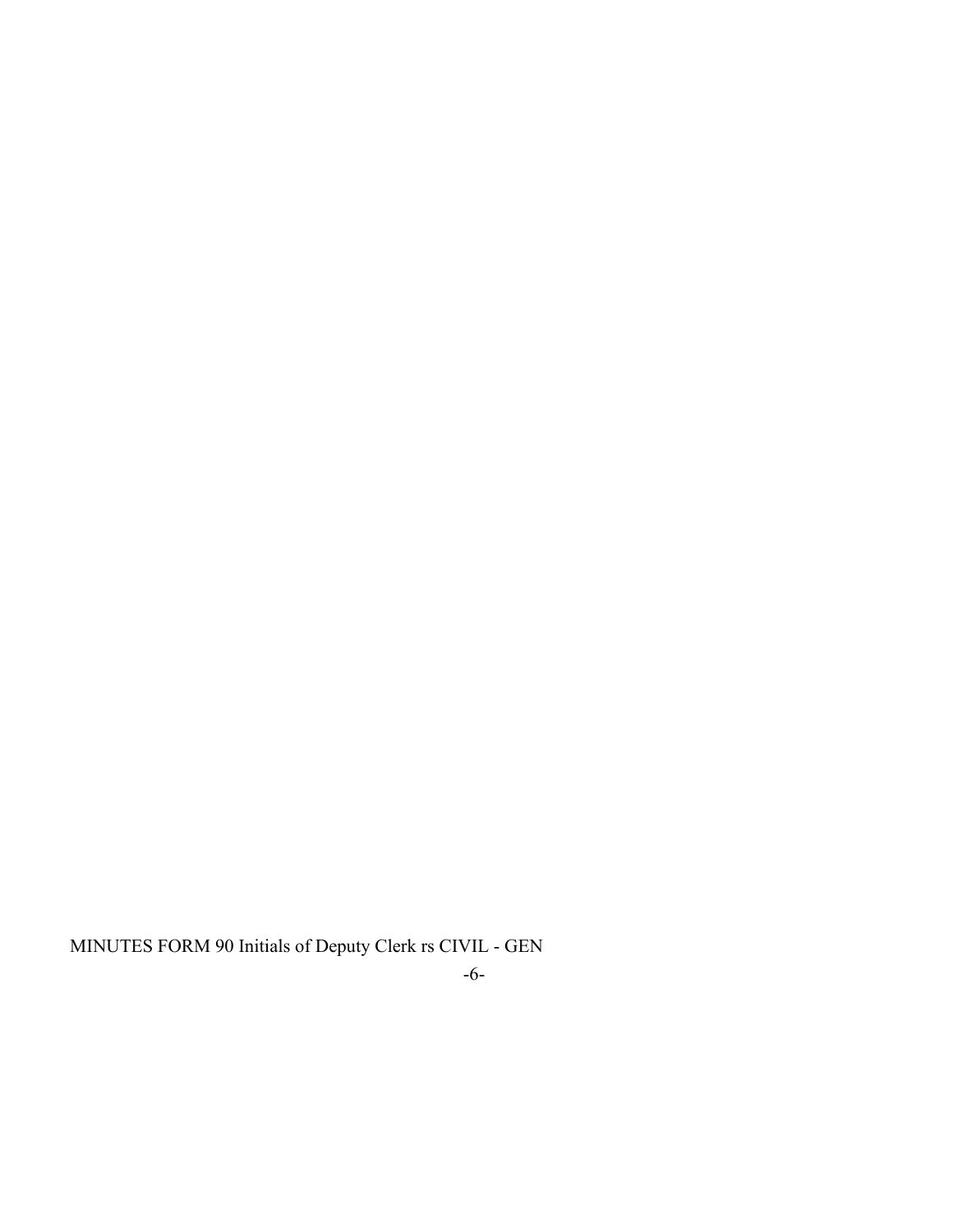MINUTES FORM 90 Initials of Deputy Clerk rs CIVIL - GEN